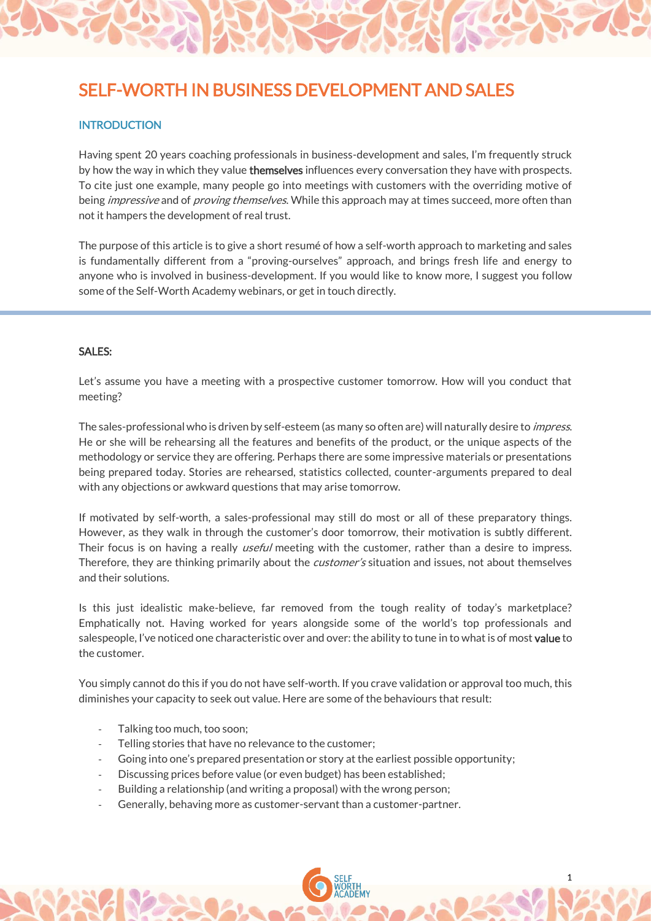# SELF-WORTH IN BUSINESS DEVELOPMENT AND SALES

## INTRODUCTION

Having spent 20 years coaching professionals in business-development and sales, I'm frequently struck by how the way in which they value **themselves** influences every conversation they have with prospects. To cite just one example, many people go into meetings with customers with the overriding motive of being *impressive* and of *proving themselves*. While this approach may at times succeed, more often than not it hampers the development of real trust.

The purpose of this article is to give a short resumé of how a self-worth approach to marketing and sales is fundamentally different from a "proving-ourselves" approach, and brings fresh life and energy to anyone who is involved in business-development. If you would like to know more, I suggest you follow some of the Self-Worth Academy webinars, or get in touch directly.

## SALES:

Let's assume you have a meeting with a prospective customer tomorrow. How will you conduct that meeting?

The sales-professional who is driven by self-esteem (as many so often are) will naturally desire to *impress*. He or she will be rehearsing all the features and benefits of the product, or the unique aspects of the methodology or service they are offering. Perhaps there are some impressive materials or presentations being prepared today. Stories are rehearsed, statistics collected, counter-arguments prepared to deal with any objections or awkward questions that may arise tomorrow.

If motivated by self-worth, a sales-professional may still do most or all of these preparatory things. However, as they walk in through the customer's door tomorrow, their motivation is subtly different. Their focus is on having a really *useful* meeting with the customer, rather than a desire to impress. Therefore, they are thinking primarily about the *customer's* situation and issues, not about themselves and their solutions.

Is this just idealistic make-believe, far removed from the tough reality of today's marketplace? Emphatically not. Having worked for years alongside some of the world's top professionals and salespeople, I've noticed one characteristic over and over: the ability to tune in to what is of most **value** to the customer.

You simply cannot do this if you do not have self-worth. If you crave validation or approval too much, this diminishes your capacity to seek out value. Here are some of the behaviours that result:

- Talking too much, too soon;
- Telling stories that have no relevance to the customer;
- Going into one's prepared presentation or story at the earliest possible opportunity;
- Discussing prices before value (or even budget) has been established;
- Building a relationship (and writing a proposal) with the wrong person;
- Generally, behaving more as customer-servant than a customer-partner.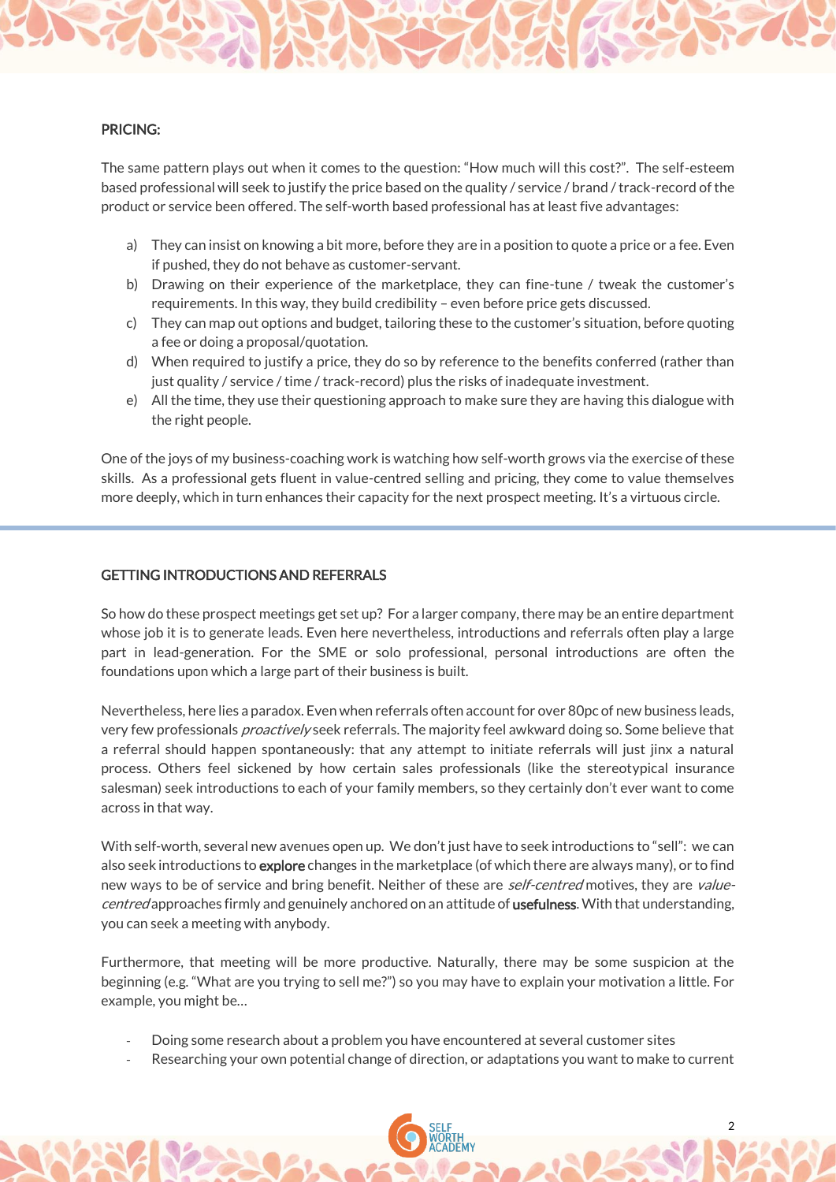## PRICING:

The same pattern plays out when it comes to the question: "How much will this cost?". The self-esteem based professional will seek to justify the price based on the quality / service / brand / track-record of the product or service been offered. The self-worth based professional has at least five advantages:

a) They can insist on knowing a bit more, before they are in a position to quote a price or a fee. Even if pushed, they do not behave as customer-servant.
b) Drawing on their experience of the marketplace, they can fine-tune / tweak the customer's requirements. In this way, they build credibility – even before price gets discussed.
c) They can map out options and budget, tailoring these to the customer's situation, before quoting a fee or doing a proposal/quotation.
d) When required to justify a price, they do so by reference to the benefits conferred (rather than just quality / service / time / track-record) plus the risks of inadequate investment.
e) All the time, they use their questioning approach to make sure they are having this dialogue with the right people.

One of the joys of my business-coaching work is watching how self-worth grows via the exercise of these skills. As a professional gets fluent in value-centred selling and pricing, they come to value themselves more deeply, which in turn enhances their capacity for the next prospect meeting. It's a virtuous circle.

---

## GETTING INTRODUCTIONS AND REFERRALS

So how do these prospect meetings get set up? For a larger company, there may be an entire department whose job it is to generate leads. Even here nevertheless, introductions and referrals often play a large part in lead-generation. For the SME or solo professional, personal introductions are often the foundations upon which a large part of their business is built.

Nevertheless, here lies a paradox. Even when referrals often account for over 80pc of new business leads, very few professionals *proactively* seek referrals. The majority feel awkward doing so. Some believe that a referral should happen spontaneously: that any attempt to initiate referrals will just jinx a natural process. Others feel sickened by how certain sales professionals (like the stereotypical insurance salesman) seek introductions to each of your family members, so they certainly don't ever want to come across in that way.

With self-worth, several new avenues open up. We don't just have to seek introductions to "sell": we can also seek introductions to **explore** changes in the marketplace (of which there are always many), or to find new ways to be of service and bring benefit. Neither of these are *self-centred* motives, they are *value-centred* approaches firmly and genuinely anchored on an attitude of **usefulness**. With that understanding, you can seek a meeting with anybody.

Furthermore, that meeting will be more productive. Naturally, there may be some suspicion at the beginning (e.g. "What are you trying to sell me?") so you may have to explain your motivation a little. For example, you might be…

- Doing some research about a problem you have encountered at several customer sites
- Researching your own potential change of direction, or adaptations you want to make to current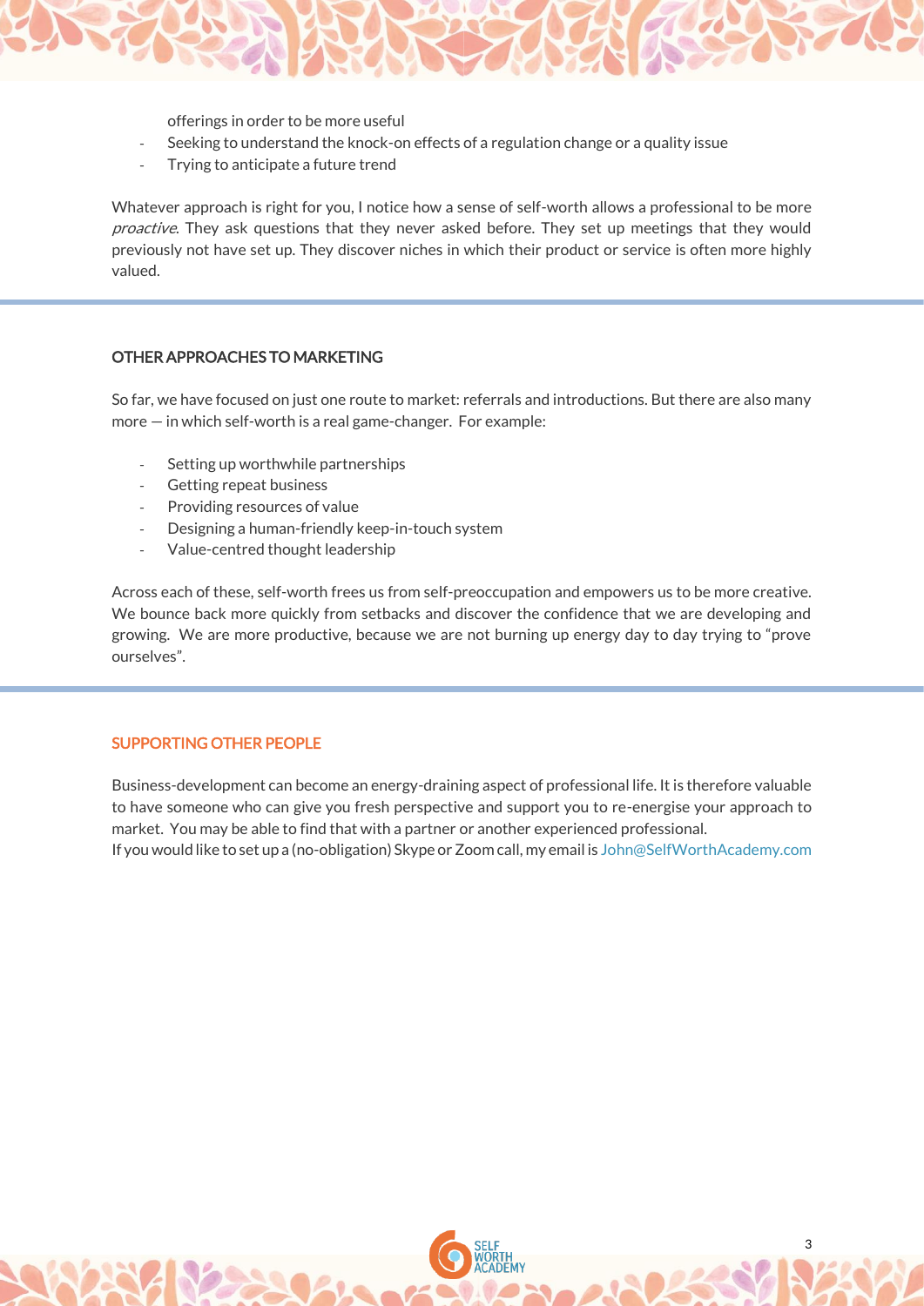offerings in order to be more useful
- Seeking to understand the knock-on effects of a regulation change or a quality issue
- Trying to anticipate a future trend

Whatever approach is right for you, I notice how a sense of self-worth allows a professional to be more *proactive*. They ask questions that they never asked before. They set up meetings that they would previously not have set up. They discover niches in which their product or service is often more highly valued.

## OTHER APPROACHES TO MARKETING

So far, we have focused on just one route to market: referrals and introductions. But there are also many more — in which self-worth is a real game-changer. For example:

- Setting up worthwhile partnerships
- Getting repeat business
- Providing resources of value
- Designing a human-friendly keep-in-touch system
- Value-centred thought leadership

Across each of these, self-worth frees us from self-preoccupation and empowers us to be more creative. We bounce back more quickly from setbacks and discover the confidence that we are developing and growing. We are more productive, because we are not burning up energy day to day trying to "prove ourselves".

## SUPPORTING OTHER PEOPLE

Business-development can become an energy-draining aspect of professional life. It is therefore valuable to have someone who can give you fresh perspective and support you to re-energise your approach to market. You may be able to find that with a partner or another experienced professional.
If you would like to set up a (no-obligation) Skype or Zoom call, my email is John@SelfWorthAcademy.com